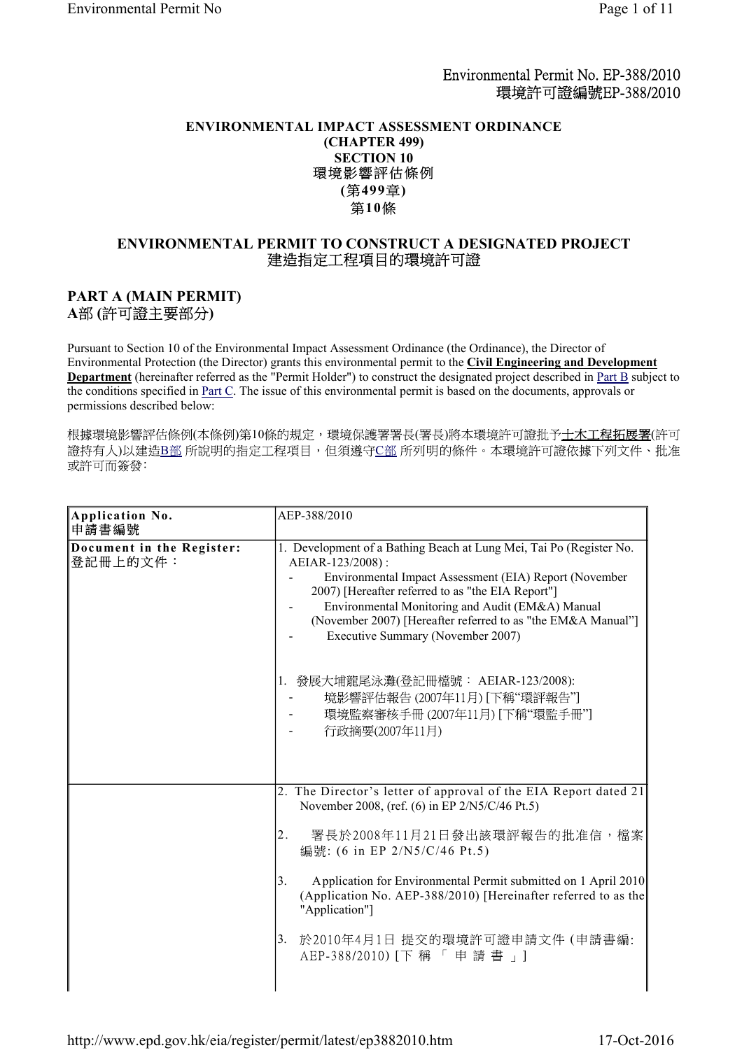Environmental Permit No. EP-388/2010
環境許可證編號EP-388/2010

**ENVIRONMENTAL IMPACT ASSESSMENT ORDINANCE**
**(CHAPTER 499)**
**SECTION 10**
**環境影響評估條例**
**(第499章)**
**第10條**

## ENVIRONMENTAL PERMIT TO CONSTRUCT A DESIGNATED PROJECT
## 建造指定工程項目的環境許可證

### PART A (MAIN PERMIT)
### A部 (許可證主要部分)

Pursuant to Section 10 of the Environmental Impact Assessment Ordinance (the Ordinance), the Director of Environmental Protection (the Director) grants this environmental permit to the **Civil Engineering and Development Department** (hereinafter referred as the "Permit Holder") to construct the designated project described in Part B subject to the conditions specified in Part C. The issue of this environmental permit is based on the documents, approvals or permissions described below:

根據環境影響評估條例(本條例)第10條的規定，環境保護署署長(署長)將本環境許可證批予土木工程拓展署(許可證持有人)以建造B部 所說明的指定工程項目，但須遵守C部 所列明的條件。本環境許可證依據下列文件、批准或許可而簽發:

| | |
|---|---|
| **Application No.**<br>申請書編號 | AEP-388/2010 |
| **Document in the Register:**<br>登記冊上的文件： | 1. Development of a Bathing Beach at Lung Mei, Tai Po (Register No. AEIAR-123/2008) :<br>- Environmental Impact Assessment (EIA) Report (November 2007) [Hereafter referred to as "the EIA Report"]<br>- Environmental Monitoring and Audit (EM&A) Manual (November 2007) [Hereafter referred to as "the EM&A Manual"]<br>- Executive Summary (November 2007)<br><br>1. 發展大埔龍尾泳灘(登記冊檔號： AEIAR-123/2008):<br>- 境影響評估報告 (2007年11月) [下稱"環評報告"]<br>- 環境監察審核手冊 (2007年11月) [下稱"環監手冊"]<br>- 行政摘要(2007年11月) |
| | 2. The Director's letter of approval of the EIA Report dated 21 November 2008, (ref. (6) in EP 2/N5/C/46 Pt.5)<br><br>2. 署長於2008年11月21日發出該環評報告的批准信，檔案編號: (6 in EP 2/N5/C/46 Pt.5)<br><br>3. Application for Environmental Permit submitted on 1 April 2010 (Application No. AEP-388/2010) [Hereinafter referred to as the "Application"]<br><br>3. 於2010年4月1日 提交的環境許可證申請文件 (申請書編: AEP-388/2010) [下 稱 「 申 請 書 」] |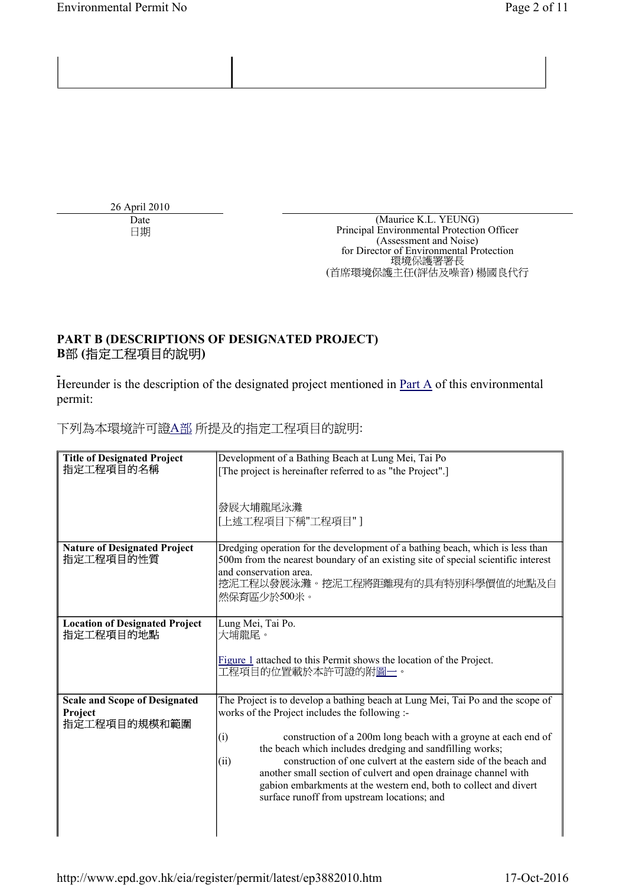26 April 2010
Date
日期

(Maurice K.L. YEUNG)
Principal Environmental Protection Officer
(Assessment and Noise)
for Director of Environmental Protection
環境保護署署長
(首席環境保護主任(評估及噪音) 楊國良代行

## PART B (DESCRIPTIONS OF DESIGNATED PROJECT)
## B部 (指定工程項目的說明)

Hereunder is the description of the designated project mentioned in Part A of this environmental permit:

下列為本環境許可證A部 所提及的指定工程項目的說明:

| | |
|---|---|
| **Title of Designated Project**<br>**指定工程項目的名稱** | Development of a Bathing Beach at Lung Mei, Tai Po<br>[The project is hereinafter referred to as "the Project".]<br><br>發展大埔龍尾泳灘<br>[上述工程項目下稱"工程項目" ] |
| **Nature of Designated Project**<br>**指定工程項目的性質** | Dredging operation for the development of a bathing beach, which is less than 500m from the nearest boundary of an existing site of special scientific interest and conservation area.<br>挖泥工程以發展泳灘。挖泥工程將距離現有的具有特別科學價值的地點及自然保育區少於500米。 |
| **Location of Designated Project**<br>**指定工程項目的地點** | Lung Mei, Tai Po.<br>大埔龍尾。<br><br>Figure 1 attached to this Permit shows the location of the Project.<br>工程項目的位置載於本許可證的附圖一。 |
| **Scale and Scope of Designated Project**<br>**指定工程項目的規模和範圍** | The Project is to develop a bathing beach at Lung Mei, Tai Po and the scope of works of the Project includes the following :-<br><br>(i) construction of a 200m long beach with a groyne at each end of the beach which includes dredging and sandfilling works;<br>(ii) construction of one culvert at the eastern side of the beach and another small section of culvert and open drainage channel with gabion embarkments at the western end, both to collect and divert surface runoff from upstream locations; and |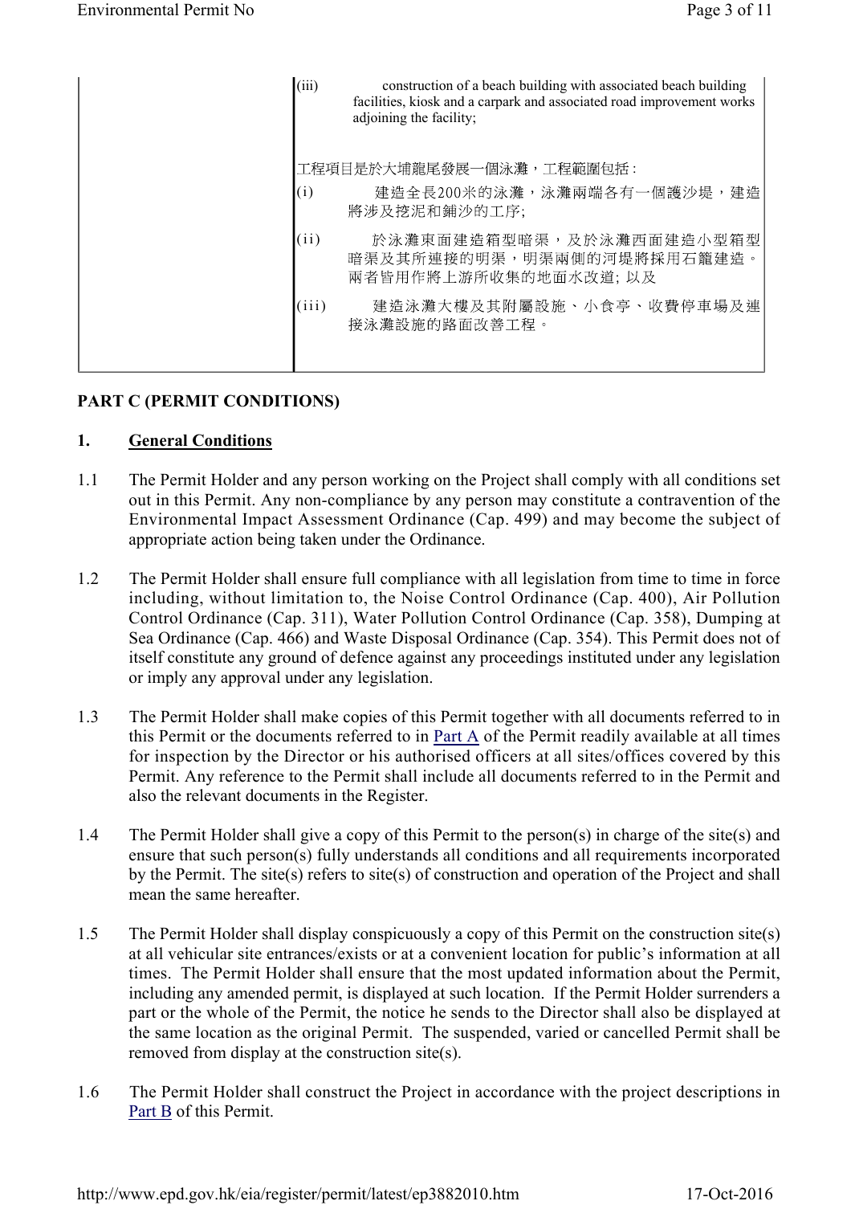| | |
|---|---|
| | (iii) construction of a beach building with associated beach building facilities, kiosk and a carpark and associated road improvement works adjoining the facility;<br><br>工程項目是於大埔龍尾發展一個泳灘，工程範圍包括：<br>(i) 建造全長200米的泳灘，泳灘兩端各有一個護沙堤，建造將涉及挖泥和鋪沙的工序;<br>(ii) 於泳灘東面建造箱型暗渠，及於泳灘西面建造小型箱型暗渠及其所連接的明渠，明渠兩側的河堤將採用石籠建造。兩者皆用作將上游所收集的地面水改道; 以及<br>(iii) 建造泳灘大樓及其附屬設施、小食亭、收費停車場及連接泳灘設施的路面改善工程。 |

## PART C (PERMIT CONDITIONS)

### 1. General Conditions

1.1 The Permit Holder and any person working on the Project shall comply with all conditions set out in this Permit. Any non-compliance by any person may constitute a contravention of the Environmental Impact Assessment Ordinance (Cap. 499) and may become the subject of appropriate action being taken under the Ordinance.

1.2 The Permit Holder shall ensure full compliance with all legislation from time to time in force including, without limitation to, the Noise Control Ordinance (Cap. 400), Air Pollution Control Ordinance (Cap. 311), Water Pollution Control Ordinance (Cap. 358), Dumping at Sea Ordinance (Cap. 466) and Waste Disposal Ordinance (Cap. 354). This Permit does not of itself constitute any ground of defence against any proceedings instituted under any legislation or imply any approval under any legislation.

1.3 The Permit Holder shall make copies of this Permit together with all documents referred to in this Permit or the documents referred to in Part A of the Permit readily available at all times for inspection by the Director or his authorised officers at all sites/offices covered by this Permit. Any reference to the Permit shall include all documents referred to in the Permit and also the relevant documents in the Register.

1.4 The Permit Holder shall give a copy of this Permit to the person(s) in charge of the site(s) and ensure that such person(s) fully understands all conditions and all requirements incorporated by the Permit. The site(s) refers to site(s) of construction and operation of the Project and shall mean the same hereafter.

1.5 The Permit Holder shall display conspicuously a copy of this Permit on the construction site(s) at all vehicular site entrances/exists or at a convenient location for public's information at all times. The Permit Holder shall ensure that the most updated information about the Permit, including any amended permit, is displayed at such location. If the Permit Holder surrenders a part or the whole of the Permit, the notice he sends to the Director shall also be displayed at the same location as the original Permit. The suspended, varied or cancelled Permit shall be removed from display at the construction site(s).

1.6 The Permit Holder shall construct the Project in accordance with the project descriptions in Part B of this Permit.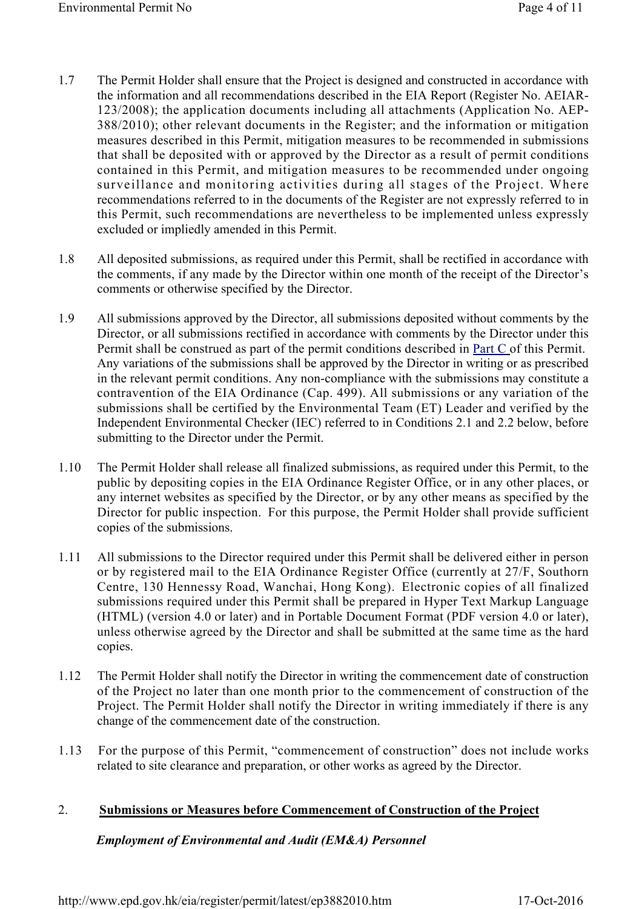1.7 The Permit Holder shall ensure that the Project is designed and constructed in accordance with the information and all recommendations described in the EIA Report (Register No. AEIAR-123/2008); the application documents including all attachments (Application No. AEP-388/2010); other relevant documents in the Register; and the information or mitigation measures described in this Permit, mitigation measures to be recommended in submissions that shall be deposited with or approved by the Director as a result of permit conditions contained in this Permit, and mitigation measures to be recommended under ongoing surveillance and monitoring activities during all stages of the Project. Where recommendations referred to in the documents of the Register are not expressly referred to in this Permit, such recommendations are nevertheless to be implemented unless expressly excluded or impliedly amended in this Permit.

1.8 All deposited submissions, as required under this Permit, shall be rectified in accordance with the comments, if any made by the Director within one month of the receipt of the Director's comments or otherwise specified by the Director.

1.9 All submissions approved by the Director, all submissions deposited without comments by the Director, or all submissions rectified in accordance with comments by the Director under this Permit shall be construed as part of the permit conditions described in Part C of this Permit. Any variations of the submissions shall be approved by the Director in writing or as prescribed in the relevant permit conditions. Any non-compliance with the submissions may constitute a contravention of the EIA Ordinance (Cap. 499). All submissions or any variation of the submissions shall be certified by the Environmental Team (ET) Leader and verified by the Independent Environmental Checker (IEC) referred to in Conditions 2.1 and 2.2 below, before submitting to the Director under the Permit.

1.10 The Permit Holder shall release all finalized submissions, as required under this Permit, to the public by depositing copies in the EIA Ordinance Register Office, or in any other places, or any internet websites as specified by the Director, or by any other means as specified by the Director for public inspection. For this purpose, the Permit Holder shall provide sufficient copies of the submissions.

1.11 All submissions to the Director required under this Permit shall be delivered either in person or by registered mail to the EIA Ordinance Register Office (currently at 27/F, Southorn Centre, 130 Hennessy Road, Wanchai, Hong Kong). Electronic copies of all finalized submissions required under this Permit shall be prepared in Hyper Text Markup Language (HTML) (version 4.0 or later) and in Portable Document Format (PDF version 4.0 or later), unless otherwise agreed by the Director and shall be submitted at the same time as the hard copies.

1.12 The Permit Holder shall notify the Director in writing the commencement date of construction of the Project no later than one month prior to the commencement of construction of the Project. The Permit Holder shall notify the Director in writing immediately if there is any change of the commencement date of the construction.

1.13 For the purpose of this Permit, "commencement of construction" does not include works related to site clearance and preparation, or other works as agreed by the Director.

## 2. Submissions or Measures before Commencement of Construction of the Project

***Employment of Environmental and Audit (EM&A) Personnel***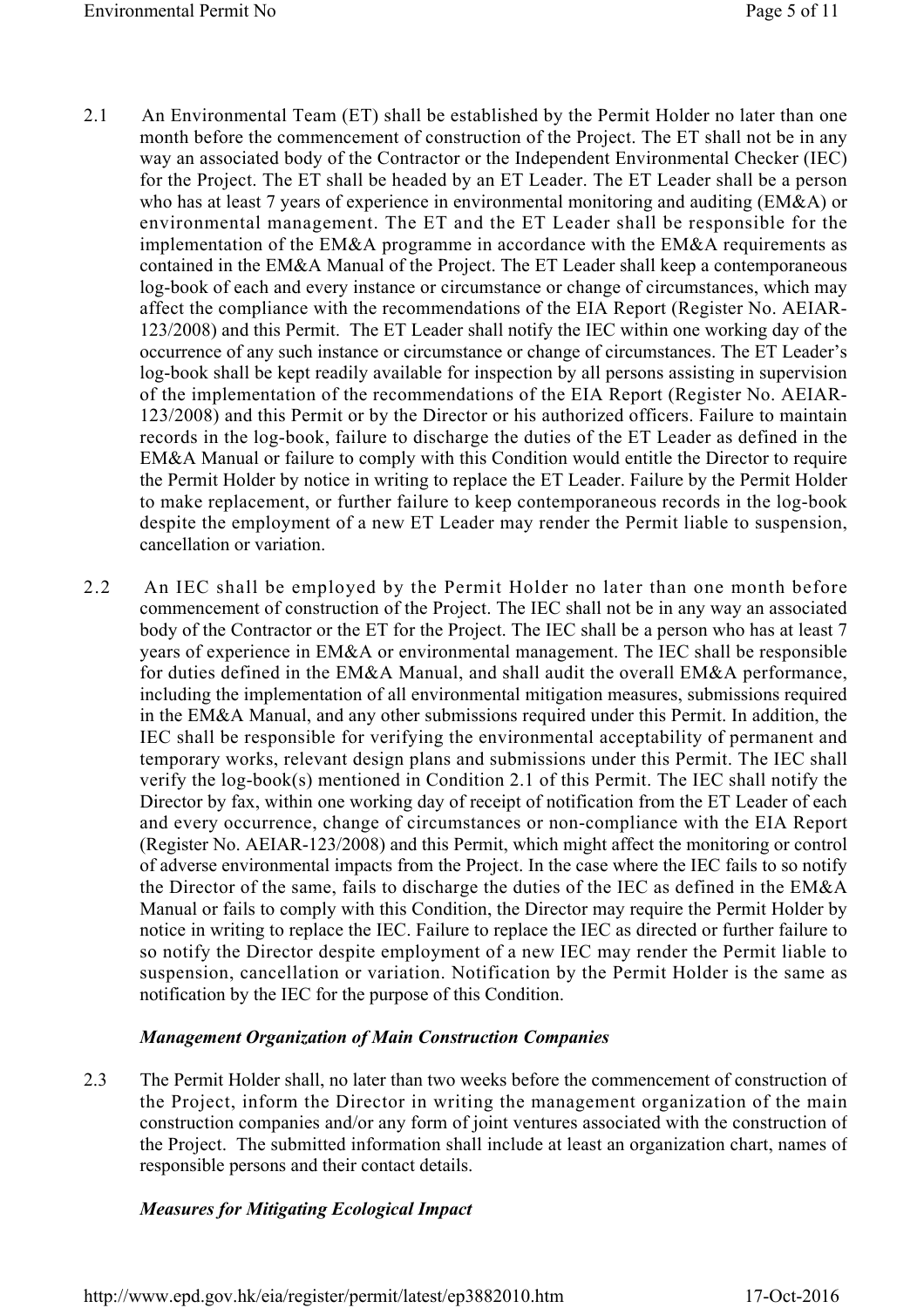2.1 An Environmental Team (ET) shall be established by the Permit Holder no later than one month before the commencement of construction of the Project. The ET shall not be in any way an associated body of the Contractor or the Independent Environmental Checker (IEC) for the Project. The ET shall be headed by an ET Leader. The ET Leader shall be a person who has at least 7 years of experience in environmental monitoring and auditing (EM&A) or environmental management. The ET and the ET Leader shall be responsible for the implementation of the EM&A programme in accordance with the EM&A requirements as contained in the EM&A Manual of the Project. The ET Leader shall keep a contemporaneous log-book of each and every instance or circumstance or change of circumstances, which may affect the compliance with the recommendations of the EIA Report (Register No. AEIAR-123/2008) and this Permit. The ET Leader shall notify the IEC within one working day of the occurrence of any such instance or circumstance or change of circumstances. The ET Leader's log-book shall be kept readily available for inspection by all persons assisting in supervision of the implementation of the recommendations of the EIA Report (Register No. AEIAR-123/2008) and this Permit or by the Director or his authorized officers. Failure to maintain records in the log-book, failure to discharge the duties of the ET Leader as defined in the EM&A Manual or failure to comply with this Condition would entitle the Director to require the Permit Holder by notice in writing to replace the ET Leader. Failure by the Permit Holder to make replacement, or further failure to keep contemporaneous records in the log-book despite the employment of a new ET Leader may render the Permit liable to suspension, cancellation or variation.

2.2 An IEC shall be employed by the Permit Holder no later than one month before commencement of construction of the Project. The IEC shall not be in any way an associated body of the Contractor or the ET for the Project. The IEC shall be a person who has at least 7 years of experience in EM&A or environmental management. The IEC shall be responsible for duties defined in the EM&A Manual, and shall audit the overall EM&A performance, including the implementation of all environmental mitigation measures, submissions required in the EM&A Manual, and any other submissions required under this Permit. In addition, the IEC shall be responsible for verifying the environmental acceptability of permanent and temporary works, relevant design plans and submissions under this Permit. The IEC shall verify the log-book(s) mentioned in Condition 2.1 of this Permit. The IEC shall notify the Director by fax, within one working day of receipt of notification from the ET Leader of each and every occurrence, change of circumstances or non-compliance with the EIA Report (Register No. AEIAR-123/2008) and this Permit, which might affect the monitoring or control of adverse environmental impacts from the Project. In the case where the IEC fails to so notify the Director of the same, fails to discharge the duties of the IEC as defined in the EM&A Manual or fails to comply with this Condition, the Director may require the Permit Holder by notice in writing to replace the IEC. Failure to replace the IEC as directed or further failure to so notify the Director despite employment of a new IEC may render the Permit liable to suspension, cancellation or variation. Notification by the Permit Holder is the same as notification by the IEC for the purpose of this Condition.

### *Management Organization of Main Construction Companies*

2.3 The Permit Holder shall, no later than two weeks before the commencement of construction of the Project, inform the Director in writing the management organization of the main construction companies and/or any form of joint ventures associated with the construction of the Project. The submitted information shall include at least an organization chart, names of responsible persons and their contact details.

### *Measures for Mitigating Ecological Impact*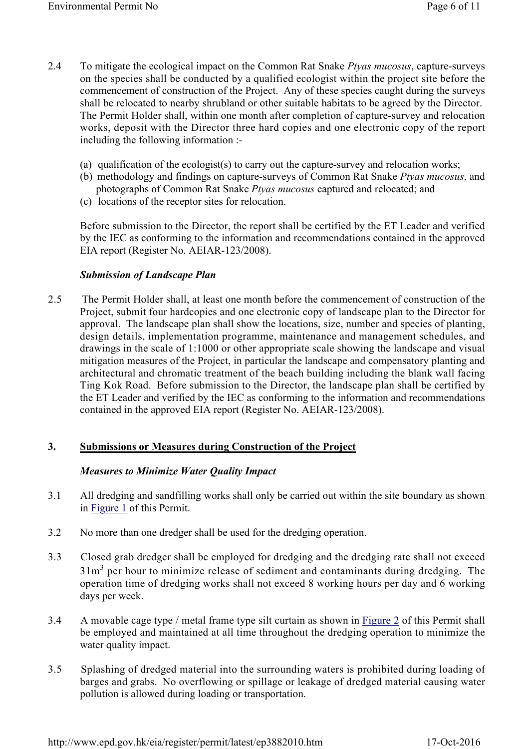2.4 To mitigate the ecological impact on the Common Rat Snake *Ptyas mucosus*, capture-surveys on the species shall be conducted by a qualified ecologist within the project site before the commencement of construction of the Project. Any of these species caught during the surveys shall be relocated to nearby shrubland or other suitable habitats to be agreed by the Director. The Permit Holder shall, within one month after completion of capture-survey and relocation works, deposit with the Director three hard copies and one electronic copy of the report including the following information :-

(a) qualification of the ecologist(s) to carry out the capture-survey and relocation works;
(b) methodology and findings on capture-surveys of Common Rat Snake *Ptyas mucosus*, and photographs of Common Rat Snake *Ptyas mucosus* captured and relocated; and
(c) locations of the receptor sites for relocation.

Before submission to the Director, the report shall be certified by the ET Leader and verified by the IEC as conforming to the information and recommendations contained in the approved EIA report (Register No. AEIAR-123/2008).

***Submission of Landscape Plan***

2.5 The Permit Holder shall, at least one month before the commencement of construction of the Project, submit four hardcopies and one electronic copy of landscape plan to the Director for approval. The landscape plan shall show the locations, size, number and species of planting, design details, implementation programme, maintenance and management schedules, and drawings in the scale of 1:1000 or other appropriate scale showing the landscape and visual mitigation measures of the Project, in particular the landscape and compensatory planting and architectural and chromatic treatment of the beach building including the blank wall facing Ting Kok Road. Before submission to the Director, the landscape plan shall be certified by the ET Leader and verified by the IEC as conforming to the information and recommendations contained in the approved EIA report (Register No. AEIAR-123/2008).

## 3. Submissions or Measures during Construction of the Project

***Measures to Minimize Water Quality Impact***

3.1 All dredging and sandfilling works shall only be carried out within the site boundary as shown in Figure 1 of this Permit.

3.2 No more than one dredger shall be used for the dredging operation.

3.3 Closed grab dredger shall be employed for dredging and the dredging rate shall not exceed $31m^3$ per hour to minimize release of sediment and contaminants during dredging. The operation time of dredging works shall not exceed 8 working hours per day and 6 working days per week.

3.4 A movable cage type / metal frame type silt curtain as shown in Figure 2 of this Permit shall be employed and maintained at all time throughout the dredging operation to minimize the water quality impact.

3.5 Splashing of dredged material into the surrounding waters is prohibited during loading of barges and grabs. No overflowing or spillage or leakage of dredged material causing water pollution is allowed during loading or transportation.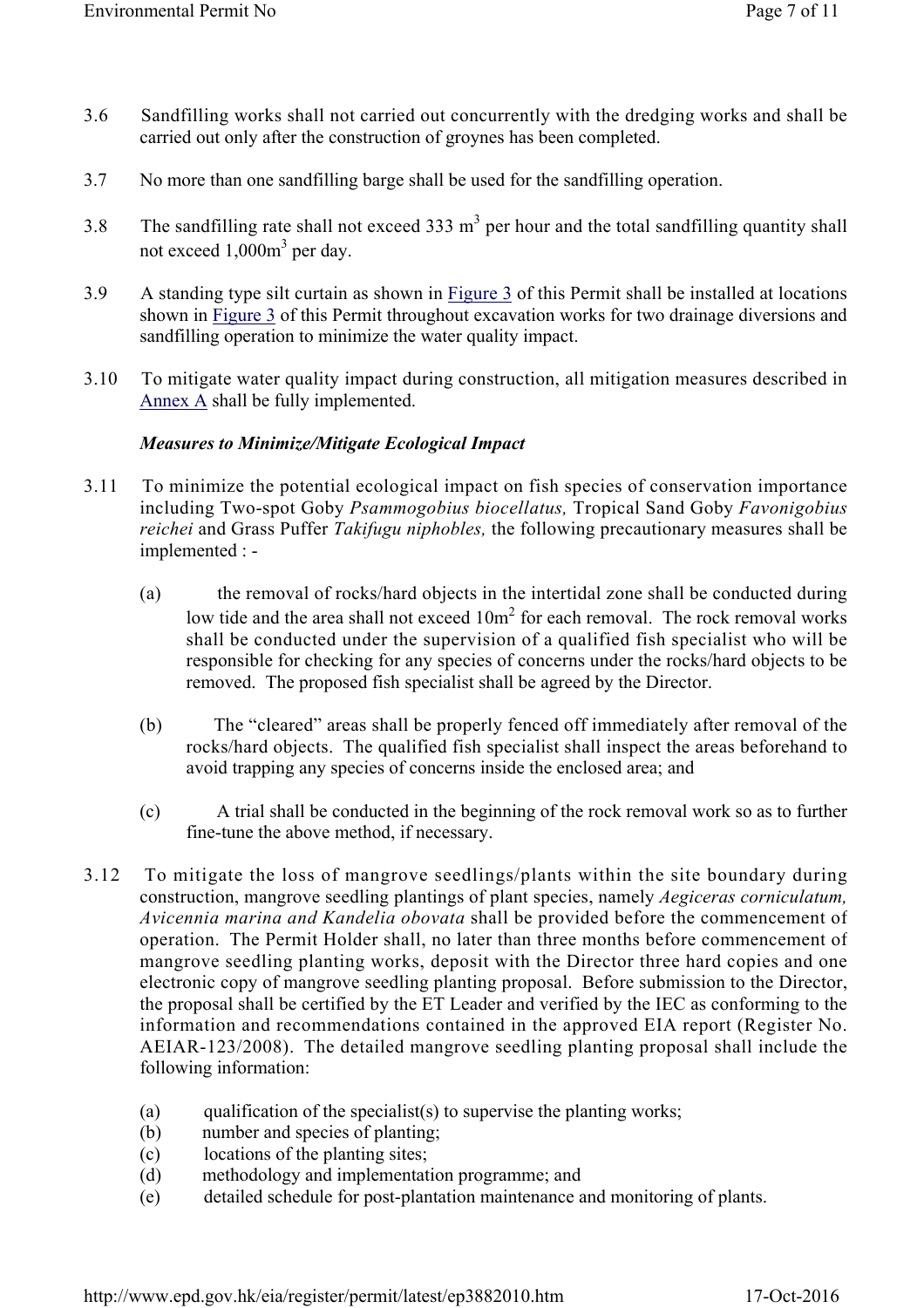3.6 Sandfilling works shall not carried out concurrently with the dredging works and shall be carried out only after the construction of groynes has been completed.

3.7 No more than one sandfilling barge shall be used for the sandfilling operation.

3.8 The sandfilling rate shall not exceed 333 $m^3$ per hour and the total sandfilling quantity shall not exceed 1,000$m^3$ per day.

3.9 A standing type silt curtain as shown in Figure 3 of this Permit shall be installed at locations shown in Figure 3 of this Permit throughout excavation works for two drainage diversions and sandfilling operation to minimize the water quality impact.

3.10 To mitigate water quality impact during construction, all mitigation measures described in Annex A shall be fully implemented.

***Measures to Minimize/Mitigate Ecological Impact***

3.11 To minimize the potential ecological impact on fish species of conservation importance including Two-spot Goby *Psammogobius biocellatus,* Tropical Sand Goby *Favonigobius reichei* and Grass Puffer *Takifugu niphobles,* the following precautionary measures shall be implemented : -

(a) the removal of rocks/hard objects in the intertidal zone shall be conducted during low tide and the area shall not exceed 10$m^2$ for each removal. The rock removal works shall be conducted under the supervision of a qualified fish specialist who will be responsible for checking for any species of concerns under the rocks/hard objects to be removed. The proposed fish specialist shall be agreed by the Director.

(b) The "cleared" areas shall be properly fenced off immediately after removal of the rocks/hard objects. The qualified fish specialist shall inspect the areas beforehand to avoid trapping any species of concerns inside the enclosed area; and

(c) A trial shall be conducted in the beginning of the rock removal work so as to further fine-tune the above method, if necessary.

3.12 To mitigate the loss of mangrove seedlings/plants within the site boundary during construction, mangrove seedling plantings of plant species, namely *Aegiceras corniculatum, Avicennia marina and Kandelia obovata* shall be provided before the commencement of operation. The Permit Holder shall, no later than three months before commencement of mangrove seedling planting works, deposit with the Director three hard copies and one electronic copy of mangrove seedling planting proposal. Before submission to the Director, the proposal shall be certified by the ET Leader and verified by the IEC as conforming to the information and recommendations contained in the approved EIA report (Register No. AEIAR-123/2008). The detailed mangrove seedling planting proposal shall include the following information:

(a) qualification of the specialist(s) to supervise the planting works;
(b) number and species of planting;
(c) locations of the planting sites;
(d) methodology and implementation programme; and
(e) detailed schedule for post-plantation maintenance and monitoring of plants.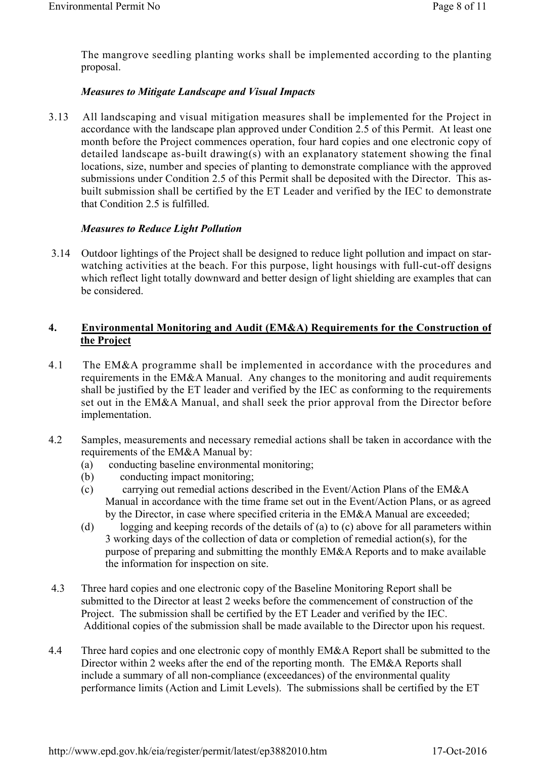The mangrove seedling planting works shall be implemented according to the planting proposal.

*Measures to Mitigate Landscape and Visual Impacts*

3.13 All landscaping and visual mitigation measures shall be implemented for the Project in accordance with the landscape plan approved under Condition 2.5 of this Permit. At least one month before the Project commences operation, four hard copies and one electronic copy of detailed landscape as-built drawing(s) with an explanatory statement showing the final locations, size, number and species of planting to demonstrate compliance with the approved submissions under Condition 2.5 of this Permit shall be deposited with the Director. This as-built submission shall be certified by the ET Leader and verified by the IEC to demonstrate that Condition 2.5 is fulfilled.

*Measures to Reduce Light Pollution*

3.14 Outdoor lightings of the Project shall be designed to reduce light pollution and impact on star-watching activities at the beach. For this purpose, light housings with full-cut-off designs which reflect light totally downward and better design of light shielding are examples that can be considered.

## 4. Environmental Monitoring and Audit (EM&A) Requirements for the Construction of the Project

4.1 The EM&A programme shall be implemented in accordance with the procedures and requirements in the EM&A Manual. Any changes to the monitoring and audit requirements shall be justified by the ET leader and verified by the IEC as conforming to the requirements set out in the EM&A Manual, and shall seek the prior approval from the Director before implementation.

4.2 Samples, measurements and necessary remedial actions shall be taken in accordance with the requirements of the EM&A Manual by:

(a) conducting baseline environmental monitoring;

(b) conducting impact monitoring;

(c) carrying out remedial actions described in the Event/Action Plans of the EM&A Manual in accordance with the time frame set out in the Event/Action Plans, or as agreed by the Director, in case where specified criteria in the EM&A Manual are exceeded;

(d) logging and keeping records of the details of (a) to (c) above for all parameters within 3 working days of the collection of data or completion of remedial action(s), for the purpose of preparing and submitting the monthly EM&A Reports and to make available the information for inspection on site.

4.3 Three hard copies and one electronic copy of the Baseline Monitoring Report shall be submitted to the Director at least 2 weeks before the commencement of construction of the Project. The submission shall be certified by the ET Leader and verified by the IEC. Additional copies of the submission shall be made available to the Director upon his request.

4.4 Three hard copies and one electronic copy of monthly EM&A Report shall be submitted to the Director within 2 weeks after the end of the reporting month. The EM&A Reports shall include a summary of all non-compliance (exceedances) of the environmental quality performance limits (Action and Limit Levels). The submissions shall be certified by the ET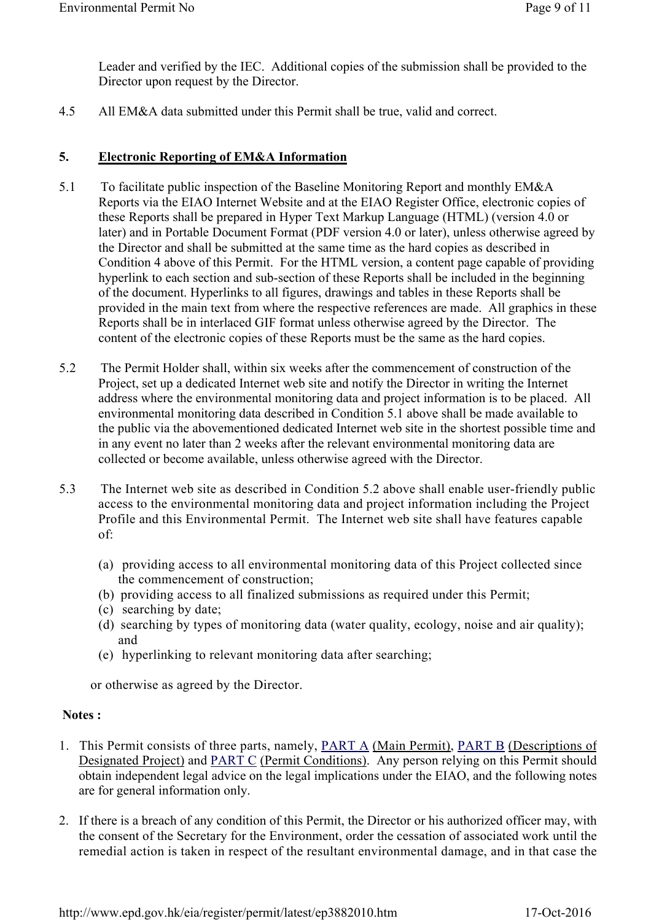Leader and verified by the IEC. Additional copies of the submission shall be provided to the Director upon request by the Director.

4.5 All EM&A data submitted under this Permit shall be true, valid and correct.

## 5. Electronic Reporting of EM&A Information

5.1 To facilitate public inspection of the Baseline Monitoring Report and monthly EM&A Reports via the EIAO Internet Website and at the EIAO Register Office, electronic copies of these Reports shall be prepared in Hyper Text Markup Language (HTML) (version 4.0 or later) and in Portable Document Format (PDF version 4.0 or later), unless otherwise agreed by the Director and shall be submitted at the same time as the hard copies as described in Condition 4 above of this Permit. For the HTML version, a content page capable of providing hyperlink to each section and sub-section of these Reports shall be included in the beginning of the document. Hyperlinks to all figures, drawings and tables in these Reports shall be provided in the main text from where the respective references are made. All graphics in these Reports shall be in interlaced GIF format unless otherwise agreed by the Director. The content of the electronic copies of these Reports must be the same as the hard copies.

5.2 The Permit Holder shall, within six weeks after the commencement of construction of the Project, set up a dedicated Internet web site and notify the Director in writing the Internet address where the environmental monitoring data and project information is to be placed. All environmental monitoring data described in Condition 5.1 above shall be made available to the public via the abovementioned dedicated Internet web site in the shortest possible time and in any event no later than 2 weeks after the relevant environmental monitoring data are collected or become available, unless otherwise agreed with the Director.

5.3 The Internet web site as described in Condition 5.2 above shall enable user-friendly public access to the environmental monitoring data and project information including the Project Profile and this Environmental Permit. The Internet web site shall have features capable of:

(a) providing access to all environmental monitoring data of this Project collected since the commencement of construction;
(b) providing access to all finalized submissions as required under this Permit;
(c) searching by date;
(d) searching by types of monitoring data (water quality, ecology, noise and air quality); and
(e) hyperlinking to relevant monitoring data after searching;

or otherwise as agreed by the Director.

**Notes :**

1. This Permit consists of three parts, namely, PART A (Main Permit), PART B (Descriptions of Designated Project) and PART C (Permit Conditions). Any person relying on this Permit should obtain independent legal advice on the legal implications under the EIAO, and the following notes are for general information only.

2. If there is a breach of any condition of this Permit, the Director or his authorized officer may, with the consent of the Secretary for the Environment, order the cessation of associated work until the remedial action is taken in respect of the resultant environmental damage, and in that case the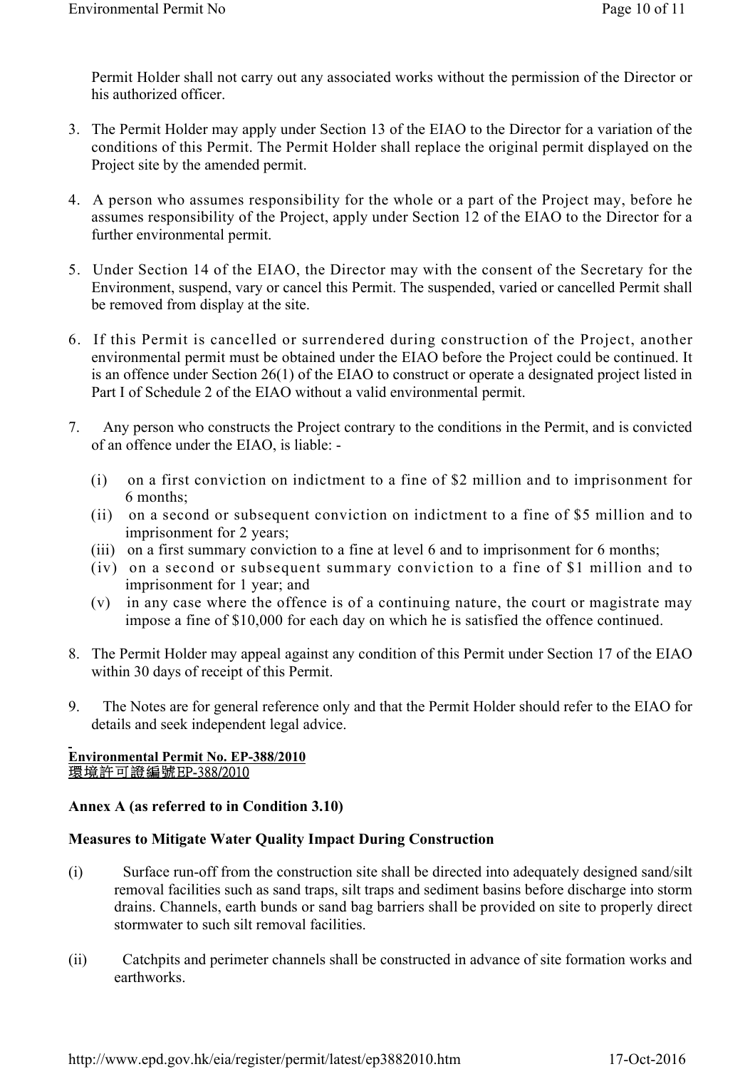Permit Holder shall not carry out any associated works without the permission of the Director or his authorized officer.

3. The Permit Holder may apply under Section 13 of the EIAO to the Director for a variation of the conditions of this Permit. The Permit Holder shall replace the original permit displayed on the Project site by the amended permit.

4. A person who assumes responsibility for the whole or a part of the Project may, before he assumes responsibility of the Project, apply under Section 12 of the EIAO to the Director for a further environmental permit.

5. Under Section 14 of the EIAO, the Director may with the consent of the Secretary for the Environment, suspend, vary or cancel this Permit. The suspended, varied or cancelled Permit shall be removed from display at the site.

6. If this Permit is cancelled or surrendered during construction of the Project, another environmental permit must be obtained under the EIAO before the Project could be continued. It is an offence under Section 26(1) of the EIAO to construct or operate a designated project listed in Part I of Schedule 2 of the EIAO without a valid environmental permit.

7. Any person who constructs the Project contrary to the conditions in the Permit, and is convicted of an offence under the EIAO, is liable: -

   (i) on a first conviction on indictment to a fine of $2 million and to imprisonment for 6 months;
   (ii) on a second or subsequent conviction on indictment to a fine of $5 million and to imprisonment for 2 years;
   (iii) on a first summary conviction to a fine at level 6 and to imprisonment for 6 months;
   (iv) on a second or subsequent summary conviction to a fine of $1 million and to imprisonment for 1 year; and
   (v) in any case where the offence is of a continuing nature, the court or magistrate may impose a fine of $10,000 for each day on which he is satisfied the offence continued.

8. The Permit Holder may appeal against any condition of this Permit under Section 17 of the EIAO within 30 days of receipt of this Permit.

9. The Notes are for general reference only and that the Permit Holder should refer to the EIAO for details and seek independent legal advice.

**Environmental Permit No. EP-388/2010**
**環境許可證編號EP-388/2010**

**Annex A (as referred to in Condition 3.10)**

**Measures to Mitigate Water Quality Impact During Construction**

(i) Surface run-off from the construction site shall be directed into adequately designed sand/silt removal facilities such as sand traps, silt traps and sediment basins before discharge into storm drains. Channels, earth bunds or sand bag barriers shall be provided on site to properly direct stormwater to such silt removal facilities.

(ii) Catchpits and perimeter channels shall be constructed in advance of site formation works and earthworks.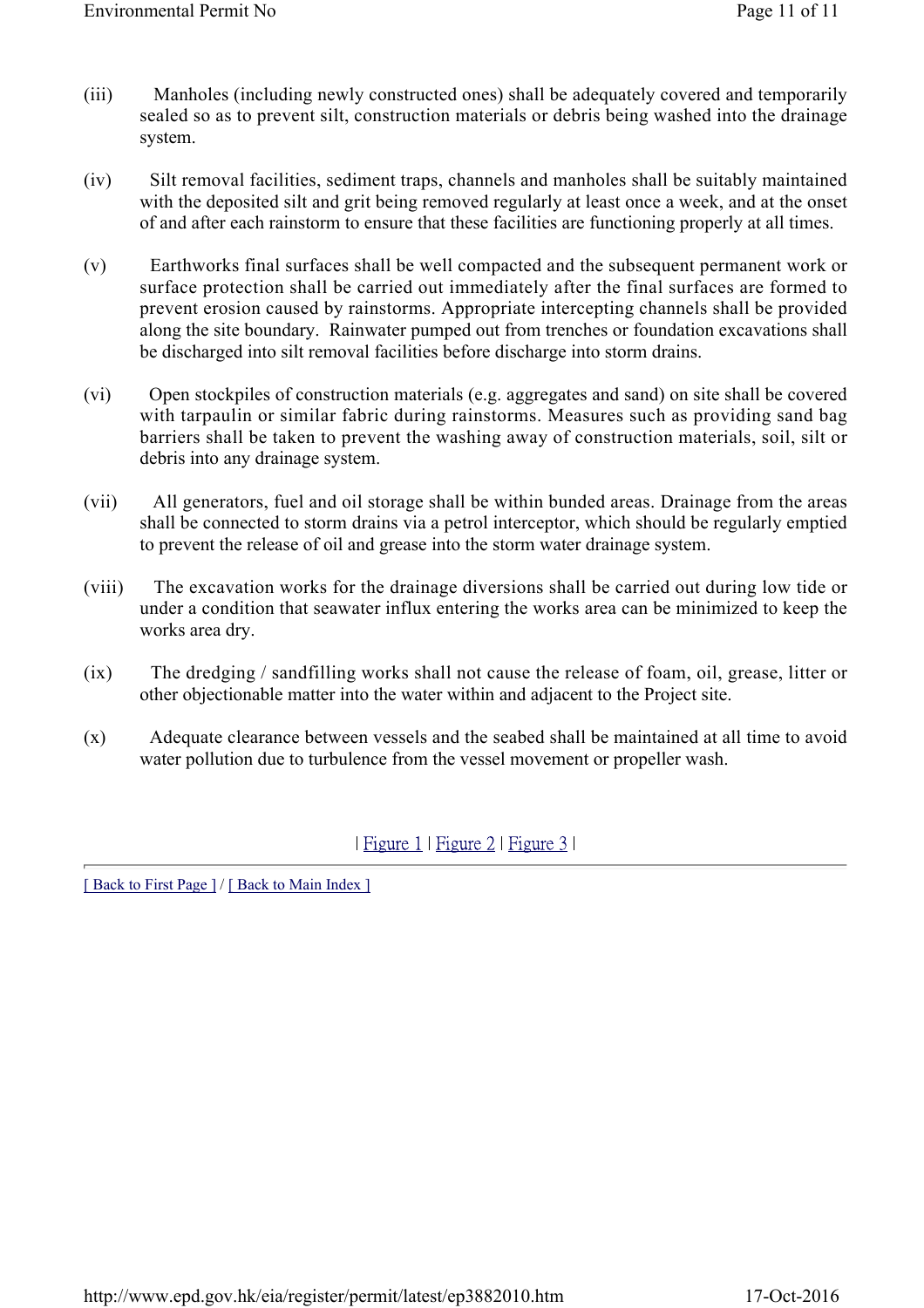(iii) Manholes (including newly constructed ones) shall be adequately covered and temporarily sealed so as to prevent silt, construction materials or debris being washed into the drainage system.

(iv) Silt removal facilities, sediment traps, channels and manholes shall be suitably maintained with the deposited silt and grit being removed regularly at least once a week, and at the onset of and after each rainstorm to ensure that these facilities are functioning properly at all times.

(v) Earthworks final surfaces shall be well compacted and the subsequent permanent work or surface protection shall be carried out immediately after the final surfaces are formed to prevent erosion caused by rainstorms. Appropriate intercepting channels shall be provided along the site boundary. Rainwater pumped out from trenches or foundation excavations shall be discharged into silt removal facilities before discharge into storm drains.

(vi) Open stockpiles of construction materials (e.g. aggregates and sand) on site shall be covered with tarpaulin or similar fabric during rainstorms. Measures such as providing sand bag barriers shall be taken to prevent the washing away of construction materials, soil, silt or debris into any drainage system.

(vii) All generators, fuel and oil storage shall be within bunded areas. Drainage from the areas shall be connected to storm drains via a petrol interceptor, which should be regularly emptied to prevent the release of oil and grease into the storm water drainage system.

(viii) The excavation works for the drainage diversions shall be carried out during low tide or under a condition that seawater influx entering the works area can be minimized to keep the works area dry.

(ix) The dredging / sandfilling works shall not cause the release of foam, oil, grease, litter or other objectionable matter into the water within and adjacent to the Project site.

(x) Adequate clearance between vessels and the seabed shall be maintained at all time to avoid water pollution due to turbulence from the vessel movement or propeller wash.

| Figure 1 | Figure 2 | Figure 3 |

---

[ Back to First Page ] / [ Back to Main Index ]